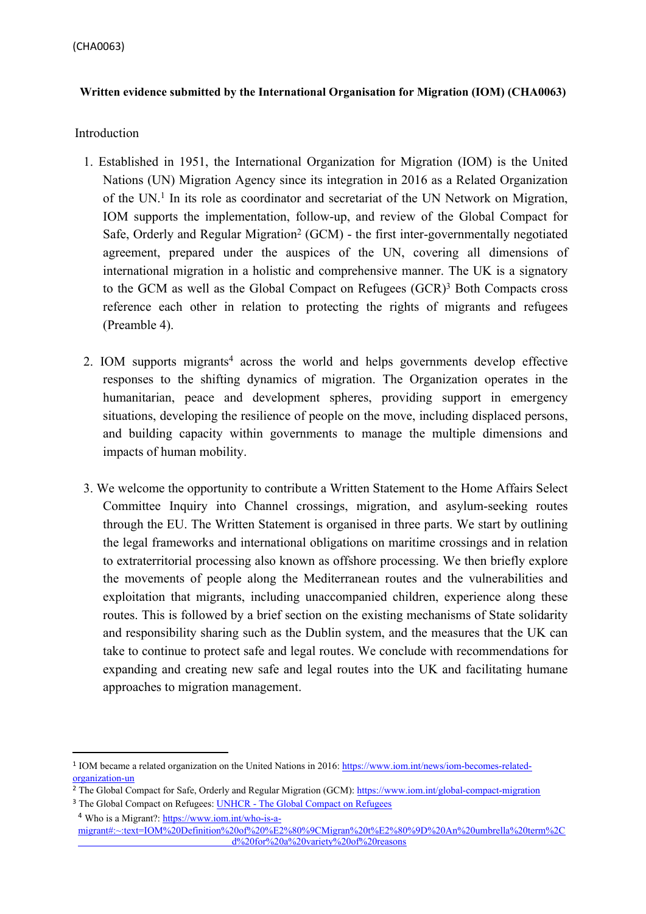(CHA0063)

**Written evidence submitted by the International Organisation for Migration (IOM) (CHA0063)**

Introduction

1. Established in 1951, the International Organization for Migration (IOM) is the United Nations (UN) Migration Agency since its integration in 2016 as a Related Organization of the UN.[1] In its role as coordinator and secretariat of the UN Network on Migration, IOM supports the implementation, follow-up, and review of the Global Compact for Safe, Orderly and Regular Migration[2] (GCM) - the first inter-governmentally negotiated agreement, prepared under the auspices of the UN, covering all dimensions of international migration in a holistic and comprehensive manner. The UK is a signatory to the GCM as well as the Global Compact on Refugees (GCR)[3] Both Compacts cross reference each other in relation to protecting the rights of migrants and refugees (Preamble 4).

2. IOM supports migrants[4] across the world and helps governments develop effective responses to the shifting dynamics of migration. The Organization operates in the humanitarian, peace and development spheres, providing support in emergency situations, developing the resilience of people on the move, including displaced persons, and building capacity within governments to manage the multiple dimensions and impacts of human mobility.

3. We welcome the opportunity to contribute a Written Statement to the Home Affairs Select Committee Inquiry into Channel crossings, migration, and asylum-seeking routes through the EU. The Written Statement is organised in three parts. We start by outlining the legal frameworks and international obligations on maritime crossings and in relation to extraterritorial processing also known as offshore processing. We then briefly explore the movements of people along the Mediterranean routes and the vulnerabilities and exploitation that migrants, including unaccompanied children, experience along these routes. This is followed by a brief section on the existing mechanisms of State solidarity and responsibility sharing such as the Dublin system, and the measures that the UK can take to continue to protect safe and legal routes. We conclude with recommendations for expanding and creating new safe and legal routes into the UK and facilitating humane approaches to migration management.

---

[1] IOM became a related organization on the United Nations in 2016: https://www.iom.int/news/iom-becomes-related-organization-un

[2] The Global Compact for Safe, Orderly and Regular Migration (GCM): https://www.iom.int/global-compact-migration

[3] The Global Compact on Refugees: UNHCR - The Global Compact on Refugees

[4] Who is a Migrant?: https://www.iom.int/who-is-a-migrant#:~:text=IOM%20Definition%20of%20%E2%80%9CMigran%20t%E2%80%9D%20An%20umbrella%20term%2Cd%20for%20a%20variety%20of%20reasons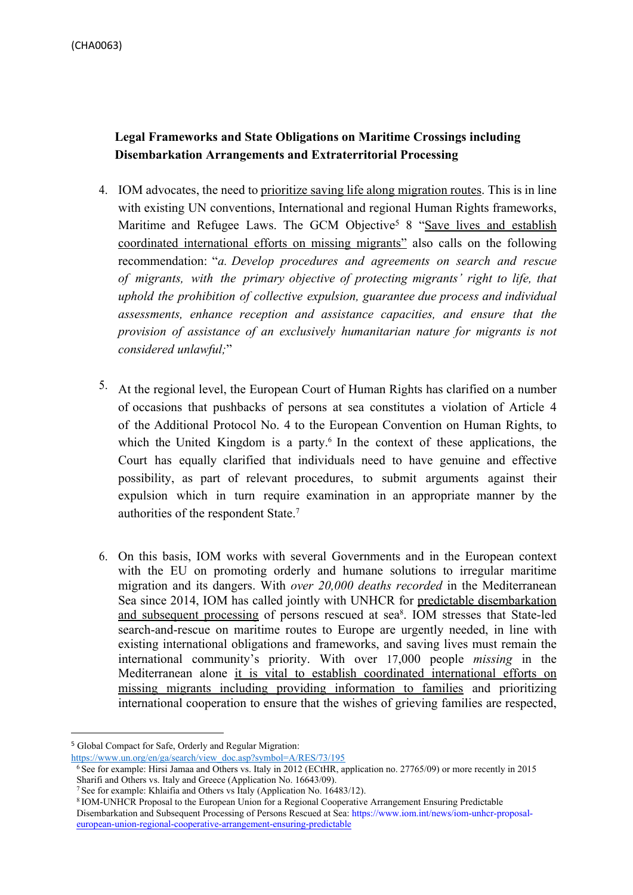(CHA0063)

**Legal Frameworks and State Obligations on Maritime Crossings including Disembarkation Arrangements and Extraterritorial Processing**

4. IOM advocates, the need to prioritize saving life along migration routes. This is in line with existing UN conventions, International and regional Human Rights frameworks, Maritime and Refugee Laws. The GCM Objective[5] 8 "Save lives and establish coordinated international efforts on missing migrants" also calls on the following recommendation: "*a. Develop procedures and agreements on search and rescue of migrants, with the primary objective of protecting migrants' right to life, that uphold the prohibition of collective expulsion, guarantee due process and individual assessments, enhance reception and assistance capacities, and ensure that the provision of assistance of an exclusively humanitarian nature for migrants is not considered unlawful;*"

5. At the regional level, the European Court of Human Rights has clarified on a number of occasions that pushbacks of persons at sea constitutes a violation of Article 4 of the Additional Protocol No. 4 to the European Convention on Human Rights, to which the United Kingdom is a party.[6] In the context of these applications, the Court has equally clarified that individuals need to have genuine and effective possibility, as part of relevant procedures, to submit arguments against their expulsion which in turn require examination in an appropriate manner by the authorities of the respondent State.[7]

6. On this basis, IOM works with several Governments and in the European context with the EU on promoting orderly and humane solutions to irregular maritime migration and its dangers. With *over 20,000 deaths recorded* in the Mediterranean Sea since 2014, IOM has called jointly with UNHCR for predictable disembarkation and subsequent processing of persons rescued at sea[8]. IOM stresses that State-led search-and-rescue on maritime routes to Europe are urgently needed, in line with existing international obligations and frameworks, and saving lives must remain the international community's priority. With over 17,000 people *missing* in the Mediterranean alone it is vital to establish coordinated international efforts on missing migrants including providing information to families and prioritizing international cooperation to ensure that the wishes of grieving families are respected,

---

[5] Global Compact for Safe, Orderly and Regular Migration: https://www.un.org/en/ga/search/view_doc.asp?symbol=A/RES/73/195

[6] See for example: Hirsi Jamaa and Others vs. Italy in 2012 (ECtHR, application no. 27765/09) or more recently in 2015 Sharifi and Others vs. Italy and Greece (Application No. 16643/09).

[7] See for example: Khlaifia and Others vs Italy (Application No. 16483/12).

[8] IOM-UNHCR Proposal to the European Union for a Regional Cooperative Arrangement Ensuring Predictable Disembarkation and Subsequent Processing of Persons Rescued at Sea: https://www.iom.int/news/iom-unhcr-proposal-european-union-regional-cooperative-arrangement-ensuring-predictable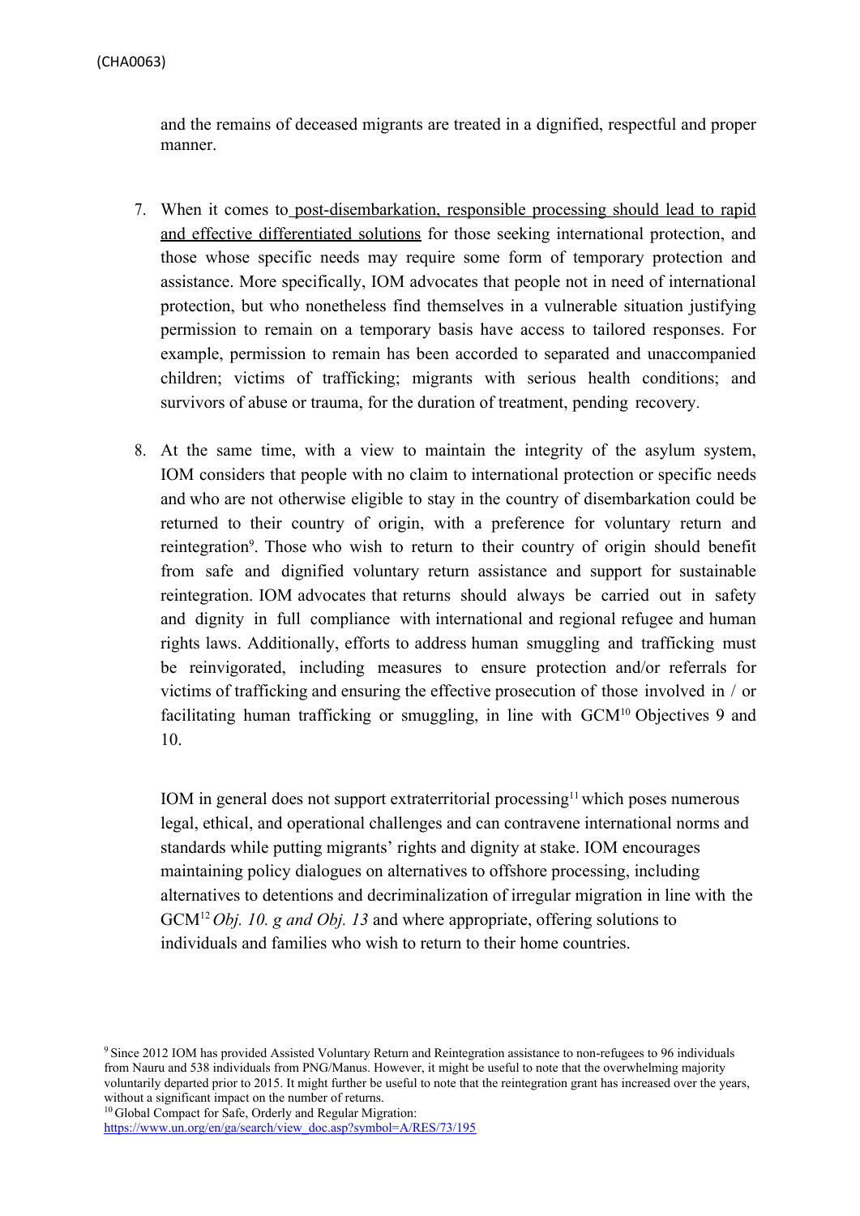and the remains of deceased migrants are treated in a dignified, respectful and proper manner.

7. When it comes to post-disembarkation, responsible processing should lead to rapid and effective differentiated solutions for those seeking international protection, and those whose specific needs may require some form of temporary protection and assistance. More specifically, IOM advocates that people not in need of international protection, but who nonetheless find themselves in a vulnerable situation justifying permission to remain on a temporary basis have access to tailored responses. For example, permission to remain has been accorded to separated and unaccompanied children; victims of trafficking; migrants with serious health conditions; and survivors of abuse or trauma, for the duration of treatment, pending recovery.

8. At the same time, with a view to maintain the integrity of the asylum system, IOM considers that people with no claim to international protection or specific needs and who are not otherwise eligible to stay in the country of disembarkation could be returned to their country of origin, with a preference for voluntary return and reintegration[9]. Those who wish to return to their country of origin should benefit from safe and dignified voluntary return assistance and support for sustainable reintegration. IOM advocates that returns should always be carried out in safety and dignity in full compliance with international and regional refugee and human rights laws. Additionally, efforts to address human smuggling and trafficking must be reinvigorated, including measures to ensure protection and/or referrals for victims of trafficking and ensuring the effective prosecution of those involved in / or facilitating human trafficking or smuggling, in line with GCM[10] Objectives 9 and 10.

   IOM in general does not support extraterritorial processing[11] which poses numerous legal, ethical, and operational challenges and can contravene international norms and standards while putting migrants' rights and dignity at stake. IOM encourages maintaining policy dialogues on alternatives to offshore processing, including alternatives to detentions and decriminalization of irregular migration in line with the GCM[12] *Obj. 10. g and Obj. 13* and where appropriate, offering solutions to individuals and families who wish to return to their home countries.

[9] Since 2012 IOM has provided Assisted Voluntary Return and Reintegration assistance to non-refugees to 96 individuals from Nauru and 538 individuals from PNG/Manus. However, it might be useful to note that the overwhelming majority voluntarily departed prior to 2015. It might further be useful to note that the reintegration grant has increased over the years, without a significant impact on the number of returns.

[10] Global Compact for Safe, Orderly and Regular Migration: https://www.un.org/en/ga/search/view_doc.asp?symbol=A/RES/73/195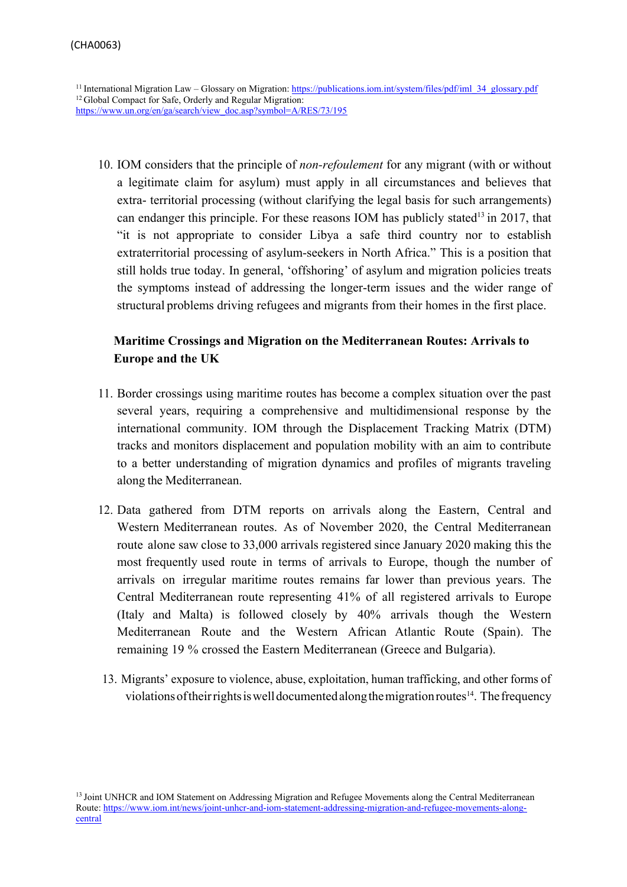[11] International Migration Law – Glossary on Migration: https://publications.iom.int/system/files/pdf/iml_34_glossary.pdf
[12] Global Compact for Safe, Orderly and Regular Migration: https://www.un.org/en/ga/search/view_doc.asp?symbol=A/RES/73/195

10. IOM considers that the principle of *non-refoulement* for any migrant (with or without a legitimate claim for asylum) must apply in all circumstances and believes that extra- territorial processing (without clarifying the legal basis for such arrangements) can endanger this principle. For these reasons IOM has publicly stated[13] in 2017, that "it is not appropriate to consider Libya a safe third country nor to establish extraterritorial processing of asylum-seekers in North Africa." This is a position that still holds true today. In general, 'offshoring' of asylum and migration policies treats the symptoms instead of addressing the longer-term issues and the wider range of structural problems driving refugees and migrants from their homes in the first place.

**Maritime Crossings and Migration on the Mediterranean Routes: Arrivals to Europe and the UK**

11. Border crossings using maritime routes has become a complex situation over the past several years, requiring a comprehensive and multidimensional response by the international community. IOM through the Displacement Tracking Matrix (DTM) tracks and monitors displacement and population mobility with an aim to contribute to a better understanding of migration dynamics and profiles of migrants traveling along the Mediterranean.

12. Data gathered from DTM reports on arrivals along the Eastern, Central and Western Mediterranean routes. As of November 2020, the Central Mediterranean route alone saw close to 33,000 arrivals registered since January 2020 making this the most frequently used route in terms of arrivals to Europe, though the number of arrivals on irregular maritime routes remains far lower than previous years. The Central Mediterranean route representing 41% of all registered arrivals to Europe (Italy and Malta) is followed closely by 40% arrivals though the Western Mediterranean Route and the Western African Atlantic Route (Spain). The remaining 19 % crossed the Eastern Mediterranean (Greece and Bulgaria).

13. Migrants' exposure to violence, abuse, exploitation, human trafficking, and other forms of violations of their rights is well documented along the migration routes[14]. The frequency

[13] Joint UNHCR and IOM Statement on Addressing Migration and Refugee Movements along the Central Mediterranean Route: https://www.iom.int/news/joint-unhcr-and-iom-statement-addressing-migration-and-refugee-movements-along-central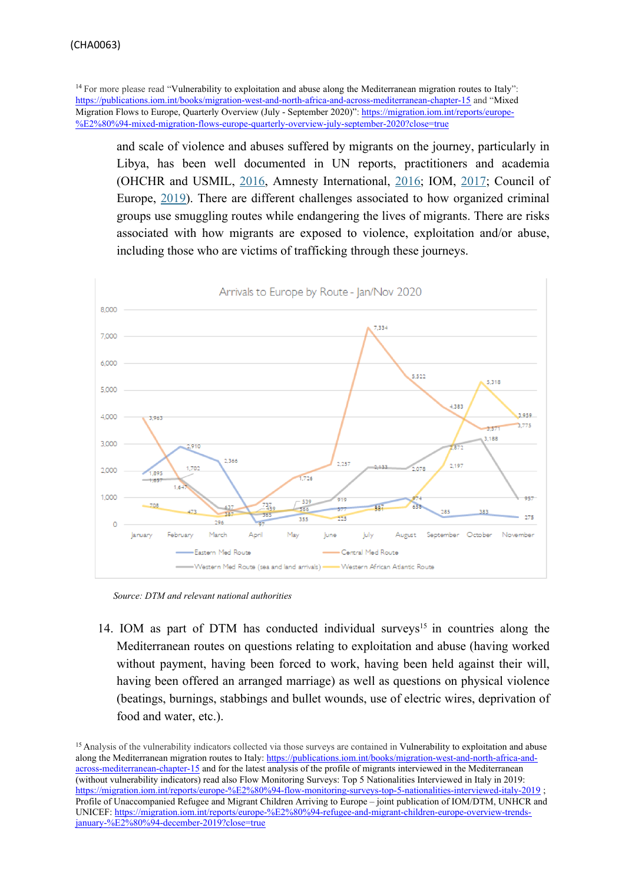[14] For more please read "Vulnerability to exploitation and abuse along the Mediterranean migration routes to Italy": https://publications.iom.int/books/migration-west-and-north-africa-and-across-mediterranean-chapter-15 and "Mixed Migration Flows to Europe, Quarterly Overview (July - September 2020)": https://migration.iom.int/reports/europe-%E2%80%94-mixed-migration-flows-europe-quarterly-overview-july-september-2020?close=true

and scale of violence and abuses suffered by migrants on the journey, particularly in Libya, has been well documented in UN reports, practitioners and academia (OHCHR and USMIL, 2016, Amnesty International, 2016; IOM, 2017; Council of Europe, 2019). There are different challenges associated to how organized criminal groups use smuggling routes while endangering the lives of migrants. There are risks associated with how migrants are exposed to violence, exploitation and/or abuse, including those who are victims of trafficking through these journeys.

Arrivals to Europe by Route - Jan/Nov 2020

| Month | Eastern Med Route | Central Med Route | Western Med Route (sea and land arrivals) | Western African Atlantic Route |
|---|---|---|---|---|
| January | 1,895 | 3,963 | 1,657 | 708 |
| February | 2,910 | 1,647 | 1,702 | 473 |
| March | 2,366 | 387 | 637 | 296 |
| April | 97 | 727 | 365 | 459 |
| May | 355 | 1,726 | 539 | 566 |
| June | 577 | 2,257 | 919 | 225 |
| July | 581 | 7,334 | 2,133 | 587 |
| August | 974 | 5,522 | 2,078 | 658 |
| September | 285 | 4,383 | 2,872 | 2,197 |
| October | 383 | 3,571 | 3,188 | 5,318 |
| November | 275 | 3,775 | 957 | 3,959 |

*Source: DTM and relevant national authorities*

14. IOM as part of DTM has conducted individual surveys[15] in countries along the Mediterranean routes on questions relating to exploitation and abuse (having worked without payment, having been forced to work, having been held against their will, having been offered an arranged marriage) as well as questions on physical violence (beatings, burnings, stabbings and bullet wounds, use of electric wires, deprivation of food and water, etc.).

[15] Analysis of the vulnerability indicators collected via those surveys are contained in Vulnerability to exploitation and abuse along the Mediterranean migration routes to Italy: https://publications.iom.int/books/migration-west-and-north-africa-and-across-mediterranean-chapter-15 and for the latest analysis of the profile of migrants interviewed in the Mediterranean (without vulnerability indicators) read also Flow Monitoring Surveys: Top 5 Nationalities Interviewed in Italy in 2019: https://migration.iom.int/reports/europe-%E2%80%94-flow-monitoring-surveys-top-5-nationalities-interviewed-italy-2019 ; Profile of Unaccompanied Refugee and Migrant Children Arriving to Europe – joint publication of IOM/DTM, UNHCR and UNICEF: https://migration.iom.int/reports/europe-%E2%80%94-refugee-and-migrant-children-europe-overview-trends-january-%E2%80%94-december-2019?close=true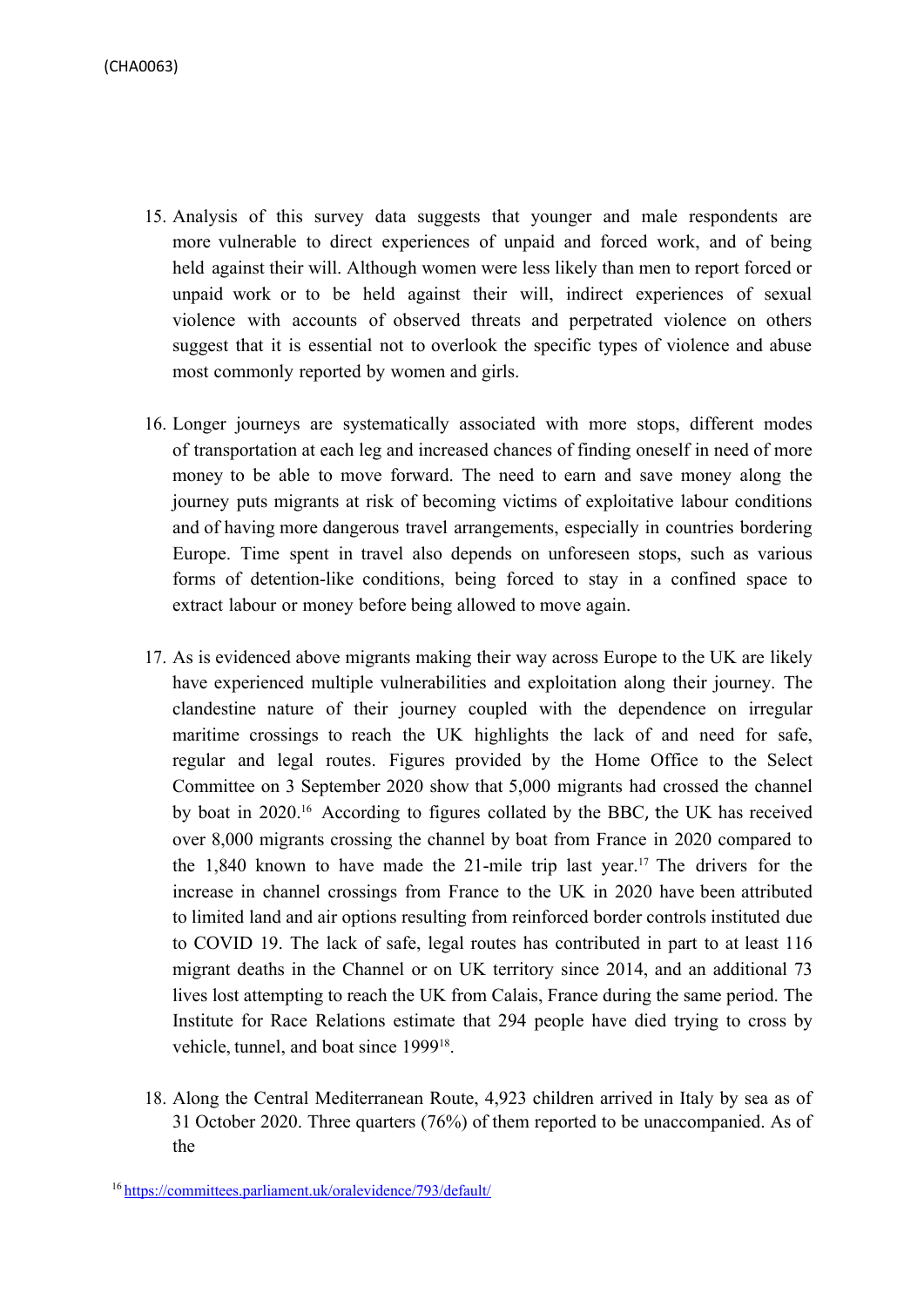15. Analysis of this survey data suggests that younger and male respondents are more vulnerable to direct experiences of unpaid and forced work, and of being held against their will. Although women were less likely than men to report forced or unpaid work or to be held against their will, indirect experiences of sexual violence with accounts of observed threats and perpetrated violence on others suggest that it is essential not to overlook the specific types of violence and abuse most commonly reported by women and girls.

16. Longer journeys are systematically associated with more stops, different modes of transportation at each leg and increased chances of finding oneself in need of more money to be able to move forward. The need to earn and save money along the journey puts migrants at risk of becoming victims of exploitative labour conditions and of having more dangerous travel arrangements, especially in countries bordering Europe. Time spent in travel also depends on unforeseen stops, such as various forms of detention-like conditions, being forced to stay in a confined space to extract labour or money before being allowed to move again.

17. As is evidenced above migrants making their way across Europe to the UK are likely have experienced multiple vulnerabilities and exploitation along their journey. The clandestine nature of their journey coupled with the dependence on irregular maritime crossings to reach the UK highlights the lack of and need for safe, regular and legal routes. Figures provided by the Home Office to the Select Committee on 3 September 2020 show that 5,000 migrants had crossed the channel by boat in 2020.[16] According to figures collated by the BBC, the UK has received over 8,000 migrants crossing the channel by boat from France in 2020 compared to the 1,840 known to have made the 21-mile trip last year.[17] The drivers for the increase in channel crossings from France to the UK in 2020 have been attributed to limited land and air options resulting from reinforced border controls instituted due to COVID 19. The lack of safe, legal routes has contributed in part to at least 116 migrant deaths in the Channel or on UK territory since 2014, and an additional 73 lives lost attempting to reach the UK from Calais, France during the same period. The Institute for Race Relations estimate that 294 people have died trying to cross by vehicle, tunnel, and boat since 1999[18].

18. Along the Central Mediterranean Route, 4,923 children arrived in Italy by sea as of 31 October 2020. Three quarters (76%) of them reported to be unaccompanied. As of the

[16] https://committees.parliament.uk/oralevidence/793/default/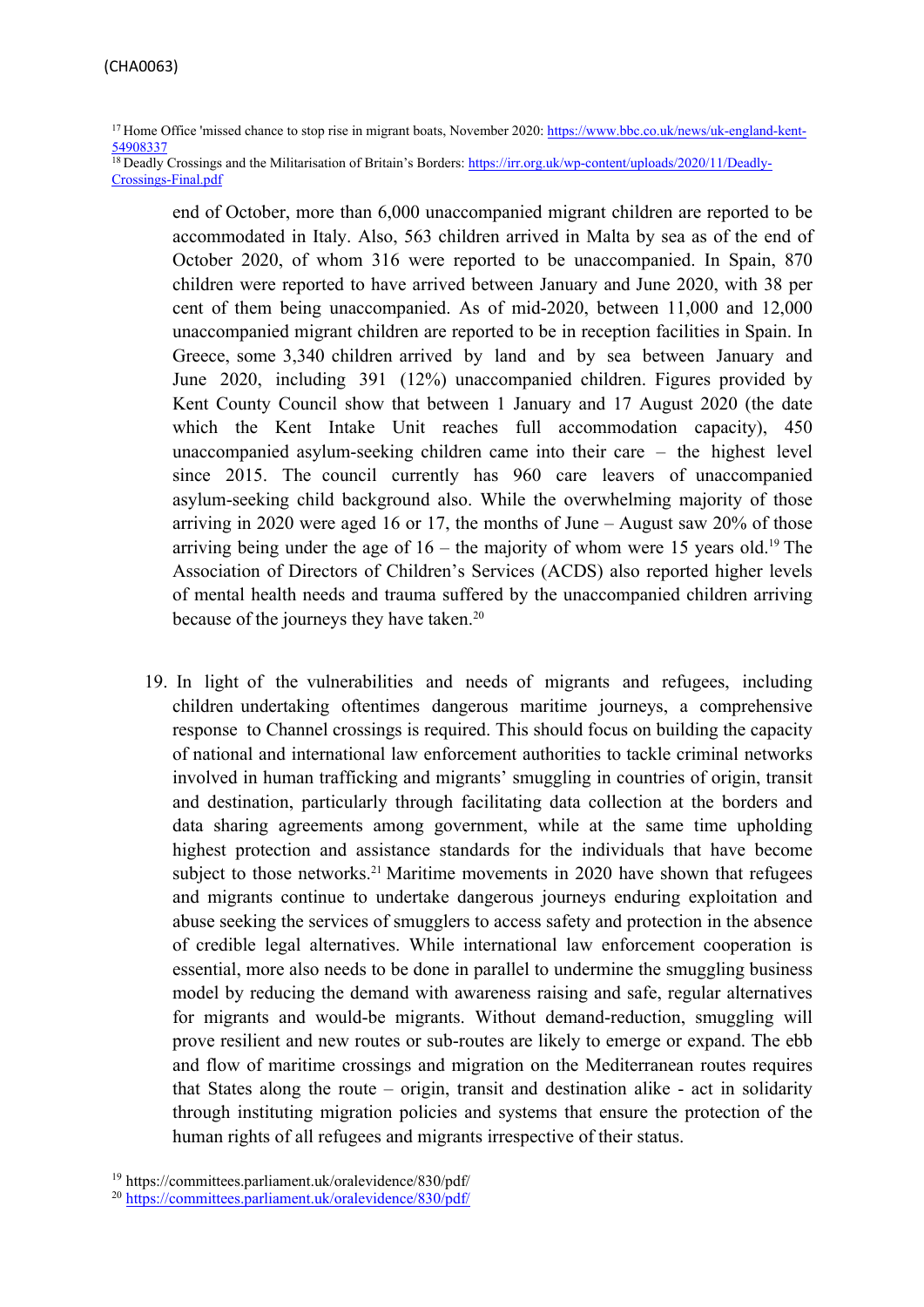[17] Home Office 'missed chance to stop rise in migrant boats, November 2020: https://www.bbc.co.uk/news/uk-england-kent-54908337

[18] Deadly Crossings and the Militarisation of Britain's Borders: https://irr.org.uk/wp-content/uploads/2020/11/Deadly-Crossings-Final.pdf

end of October, more than 6,000 unaccompanied migrant children are reported to be accommodated in Italy. Also, 563 children arrived in Malta by sea as of the end of October 2020, of whom 316 were reported to be unaccompanied. In Spain, 870 children were reported to have arrived between January and June 2020, with 38 per cent of them being unaccompanied. As of mid-2020, between 11,000 and 12,000 unaccompanied migrant children are reported to be in reception facilities in Spain. In Greece, some 3,340 children arrived by land and by sea between January and June 2020, including 391 (12%) unaccompanied children. Figures provided by Kent County Council show that between 1 January and 17 August 2020 (the date which the Kent Intake Unit reaches full accommodation capacity), 450 unaccompanied asylum-seeking children came into their care – the highest level since 2015. The council currently has 960 care leavers of unaccompanied asylum-seeking child background also. While the overwhelming majority of those arriving in 2020 were aged 16 or 17, the months of June – August saw 20% of those arriving being under the age of 16 – the majority of whom were 15 years old.[19] The Association of Directors of Children's Services (ACDS) also reported higher levels of mental health needs and trauma suffered by the unaccompanied children arriving because of the journeys they have taken.[20]

19. In light of the vulnerabilities and needs of migrants and refugees, including children undertaking oftentimes dangerous maritime journeys, a comprehensive response to Channel crossings is required. This should focus on building the capacity of national and international law enforcement authorities to tackle criminal networks involved in human trafficking and migrants' smuggling in countries of origin, transit and destination, particularly through facilitating data collection at the borders and data sharing agreements among government, while at the same time upholding highest protection and assistance standards for the individuals that have become subject to those networks.[21] Maritime movements in 2020 have shown that refugees and migrants continue to undertake dangerous journeys enduring exploitation and abuse seeking the services of smugglers to access safety and protection in the absence of credible legal alternatives. While international law enforcement cooperation is essential, more also needs to be done in parallel to undermine the smuggling business model by reducing the demand with awareness raising and safe, regular alternatives for migrants and would-be migrants. Without demand-reduction, smuggling will prove resilient and new routes or sub-routes are likely to emerge or expand. The ebb and flow of maritime crossings and migration on the Mediterranean routes requires that States along the route – origin, transit and destination alike - act in solidarity through instituting migration policies and systems that ensure the protection of the human rights of all refugees and migrants irrespective of their status.

[19] https://committees.parliament.uk/oralevidence/830/pdf/

[20] https://committees.parliament.uk/oralevidence/830/pdf/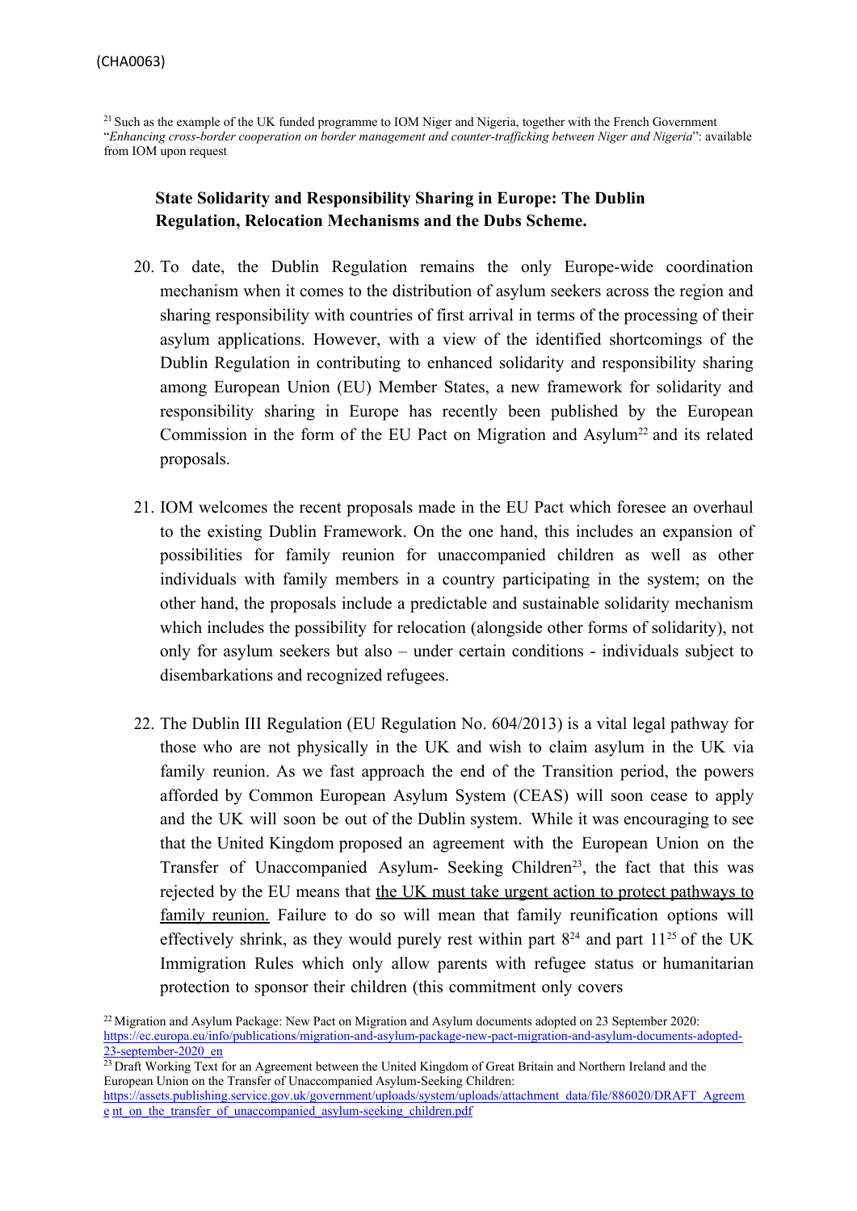[21] Such as the example of the UK funded programme to IOM Niger and Nigeria, together with the French Government "*Enhancing cross-border cooperation on border management and counter-trafficking between Niger and Nigeria*": available from IOM upon request

## State Solidarity and Responsibility Sharing in Europe: The Dublin Regulation, Relocation Mechanisms and the Dubs Scheme.

20. To date, the Dublin Regulation remains the only Europe-wide coordination mechanism when it comes to the distribution of asylum seekers across the region and sharing responsibility with countries of first arrival in terms of the processing of their asylum applications. However, with a view of the identified shortcomings of the Dublin Regulation in contributing to enhanced solidarity and responsibility sharing among European Union (EU) Member States, a new framework for solidarity and responsibility sharing in Europe has recently been published by the European Commission in the form of the EU Pact on Migration and Asylum[22] and its related proposals.

21. IOM welcomes the recent proposals made in the EU Pact which foresee an overhaul to the existing Dublin Framework. On the one hand, this includes an expansion of possibilities for family reunion for unaccompanied children as well as other individuals with family members in a country participating in the system; on the other hand, the proposals include a predictable and sustainable solidarity mechanism which includes the possibility for relocation (alongside other forms of solidarity), not only for asylum seekers but also – under certain conditions - individuals subject to disembarkations and recognized refugees.

22. The Dublin III Regulation (EU Regulation No. 604/2013) is a vital legal pathway for those who are not physically in the UK and wish to claim asylum in the UK via family reunion. As we fast approach the end of the Transition period, the powers afforded by Common European Asylum System (CEAS) will soon cease to apply and the UK will soon be out of the Dublin system. While it was encouraging to see that the United Kingdom proposed an agreement with the European Union on the Transfer of Unaccompanied Asylum- Seeking Children[23], the fact that this was rejected by the EU means that <u>the UK must take urgent action to protect pathways to family reunion.</u> Failure to do so will mean that family reunification options will effectively shrink, as they would purely rest within part 8[24] and part 11[25] of the UK Immigration Rules which only allow parents with refugee status or humanitarian protection to sponsor their children (this commitment only covers

[22] Migration and Asylum Package: New Pact on Migration and Asylum documents adopted on 23 September 2020: https://ec.europa.eu/info/publications/migration-and-asylum-package-new-pact-migration-and-asylum-documents-adopted-23-september-2020_en

[23] Draft Working Text for an Agreement between the United Kingdom of Great Britain and Northern Ireland and the European Union on the Transfer of Unaccompanied Asylum-Seeking Children: https://assets.publishing.service.gov.uk/government/uploads/system/uploads/attachment_data/file/886020/DRAFT_Agreement_on_the_transfer_of_unaccompanied_asylum-seeking_children.pdf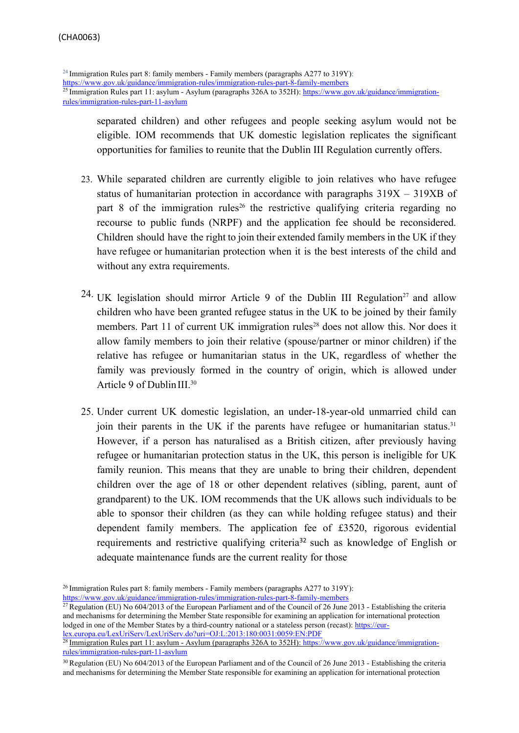[24] Immigration Rules part 8: family members - Family members (paragraphs A277 to 319Y): https://www.gov.uk/guidance/immigration-rules/immigration-rules-part-8-family-members

[25] Immigration Rules part 11: asylum - Asylum (paragraphs 326A to 352H): https://www.gov.uk/guidance/immigration-rules/immigration-rules-part-11-asylum

separated children) and other refugees and people seeking asylum would not be eligible. IOM recommends that UK domestic legislation replicates the significant opportunities for families to reunite that the Dublin III Regulation currently offers.

23. While separated children are currently eligible to join relatives who have refugee status of humanitarian protection in accordance with paragraphs 319X – 319XB of part 8 of the immigration rules[26] the restrictive qualifying criteria regarding no recourse to public funds (NRPF) and the application fee should be reconsidered. Children should have the right to join their extended family members in the UK if they have refugee or humanitarian protection when it is the best interests of the child and without any extra requirements.

24. UK legislation should mirror Article 9 of the Dublin III Regulation[27] and allow children who have been granted refugee status in the UK to be joined by their family members. Part 11 of current UK immigration rules[28] does not allow this. Nor does it allow family members to join their relative (spouse/partner or minor children) if the relative has refugee or humanitarian status in the UK, regardless of whether the family was previously formed in the country of origin, which is allowed under Article 9 of Dublin III.[30]

25. Under current UK domestic legislation, an under-18-year-old unmarried child can join their parents in the UK if the parents have refugee or humanitarian status.[31] However, if a person has naturalised as a British citizen, after previously having refugee or humanitarian protection status in the UK, this person is ineligible for UK family reunion. This means that they are unable to bring their children, dependent children over the age of 18 or other dependent relatives (sibling, parent, aunt of grandparent) to the UK. IOM recommends that the UK allows such individuals to be able to sponsor their children (as they can while holding refugee status) and their dependent family members. The application fee of £3520, rigorous evidential requirements and restrictive qualifying criteria[32] such as knowledge of English or adequate maintenance funds are the current reality for those

[26] Immigration Rules part 8: family members - Family members (paragraphs A277 to 319Y): https://www.gov.uk/guidance/immigration-rules/immigration-rules-part-8-family-members

[27] Regulation (EU) No 604/2013 of the European Parliament and of the Council of 26 June 2013 - Establishing the criteria and mechanisms for determining the Member State responsible for examining an application for international protection lodged in one of the Member States by a third-country national or a stateless person (recast): https://eur-lex.europa.eu/LexUriServ/LexUriServ.do?uri=OJ:L:2013:180:0031:0059:EN:PDF

[28] Immigration Rules part 11: asylum - Asylum (paragraphs 326A to 352H): https://www.gov.uk/guidance/immigration-rules/immigration-rules-part-11-asylum

[30] Regulation (EU) No 604/2013 of the European Parliament and of the Council of 26 June 2013 - Establishing the criteria and mechanisms for determining the Member State responsible for examining an application for international protection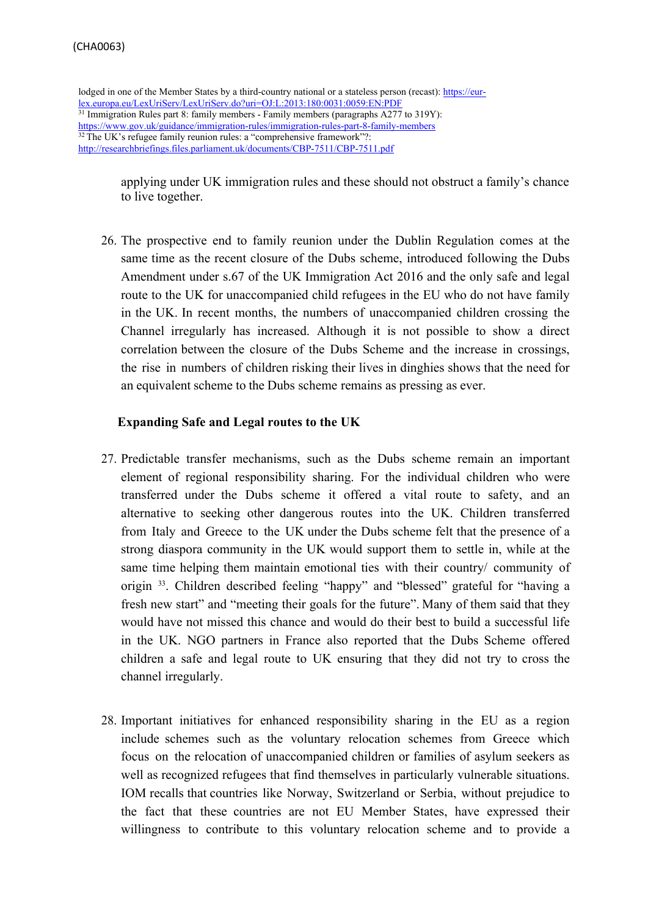lodged in one of the Member States by a third-country national or a stateless person (recast): https://eur-lex.europa.eu/LexUriServ/LexUriServ.do?uri=OJ:L:2013:180:0031:0059:EN:PDF

[31] Immigration Rules part 8: family members - Family members (paragraphs A277 to 319Y): https://www.gov.uk/guidance/immigration-rules/immigration-rules-part-8-family-members

[32] The UK's refugee family reunion rules: a "comprehensive framework"?: http://researchbriefings.files.parliament.uk/documents/CBP-7511/CBP-7511.pdf

applying under UK immigration rules and these should not obstruct a family's chance to live together.

26. The prospective end to family reunion under the Dublin Regulation comes at the same time as the recent closure of the Dubs scheme, introduced following the Dubs Amendment under s.67 of the UK Immigration Act 2016 and the only safe and legal route to the UK for unaccompanied child refugees in the EU who do not have family in the UK. In recent months, the numbers of unaccompanied children crossing the Channel irregularly has increased. Although it is not possible to show a direct correlation between the closure of the Dubs Scheme and the increase in crossings, the rise in numbers of children risking their lives in dinghies shows that the need for an equivalent scheme to the Dubs scheme remains as pressing as ever.

**Expanding Safe and Legal routes to the UK**

27. Predictable transfer mechanisms, such as the Dubs scheme remain an important element of regional responsibility sharing. For the individual children who were transferred under the Dubs scheme it offered a vital route to safety, and an alternative to seeking other dangerous routes into the UK. Children transferred from Italy and Greece to the UK under the Dubs scheme felt that the presence of a strong diaspora community in the UK would support them to settle in, while at the same time helping them maintain emotional ties with their country/ community of origin [33]. Children described feeling "happy" and "blessed" grateful for "having a fresh new start" and "meeting their goals for the future". Many of them said that they would have not missed this chance and would do their best to build a successful life in the UK. NGO partners in France also reported that the Dubs Scheme offered children a safe and legal route to UK ensuring that they did not try to cross the channel irregularly.

28. Important initiatives for enhanced responsibility sharing in the EU as a region include schemes such as the voluntary relocation schemes from Greece which focus on the relocation of unaccompanied children or families of asylum seekers as well as recognized refugees that find themselves in particularly vulnerable situations. IOM recalls that countries like Norway, Switzerland or Serbia, without prejudice to the fact that these countries are not EU Member States, have expressed their willingness to contribute to this voluntary relocation scheme and to provide a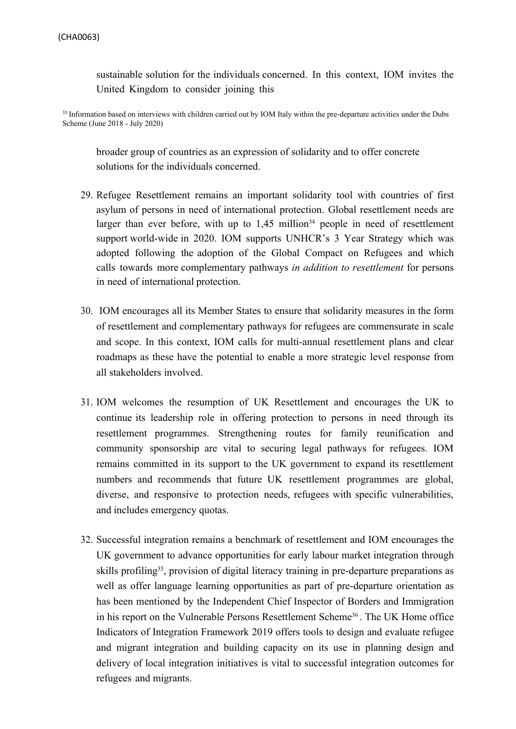sustainable solution for the individuals concerned. In this context, IOM invites the United Kingdom to consider joining this

[33] Information based on interviews with children carried out by IOM Italy within the pre-departure activities under the Dubs Scheme (June 2018 - July 2020)

broader group of countries as an expression of solidarity and to offer concrete solutions for the individuals concerned.

29. Refugee Resettlement remains an important solidarity tool with countries of first asylum of persons in need of international protection. Global resettlement needs are larger than ever before, with up to 1,45 million[34] people in need of resettlement support world-wide in 2020. IOM supports UNHCR's 3 Year Strategy which was adopted following the adoption of the Global Compact on Refugees and which calls towards more complementary pathways *in addition to resettlement* for persons in need of international protection.

30. IOM encourages all its Member States to ensure that solidarity measures in the form of resettlement and complementary pathways for refugees are commensurate in scale and scope. In this context, IOM calls for multi-annual resettlement plans and clear roadmaps as these have the potential to enable a more strategic level response from all stakeholders involved.

31. IOM welcomes the resumption of UK Resettlement and encourages the UK to continue its leadership role in offering protection to persons in need through its resettlement programmes. Strengthening routes for family reunification and community sponsorship are vital to securing legal pathways for refugees. IOM remains committed in its support to the UK government to expand its resettlement numbers and recommends that future UK resettlement programmes are global, diverse, and responsive to protection needs, refugees with specific vulnerabilities, and includes emergency quotas.

32. Successful integration remains a benchmark of resettlement and IOM encourages the UK government to advance opportunities for early labour market integration through skills profiling[35], provision of digital literacy training in pre-departure preparations as well as offer language learning opportunities as part of pre-departure orientation as has been mentioned by the Independent Chief Inspector of Borders and Immigration in his report on the Vulnerable Persons Resettlement Scheme[36]. The UK Home office Indicators of Integration Framework 2019 offers tools to design and evaluate refugee and migrant integration and building capacity on its use in planning design and delivery of local integration initiatives is vital to successful integration outcomes for refugees and migrants.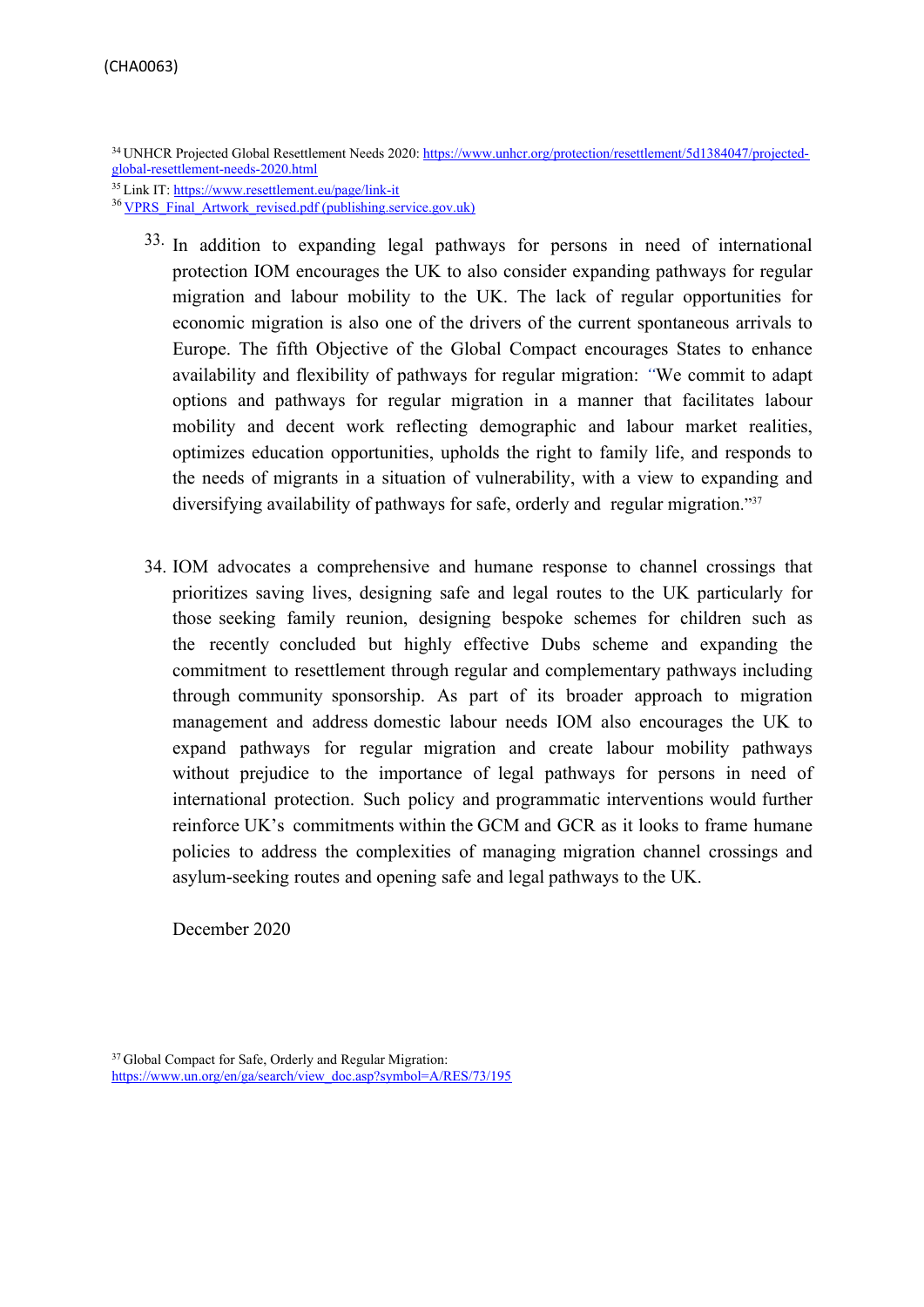[34] UNHCR Projected Global Resettlement Needs 2020: https://www.unhcr.org/protection/resettlement/5d1384047/projected-global-resettlement-needs-2020.html

[35] Link IT: https://www.resettlement.eu/page/link-it

[36] VPRS_Final_Artwork_revised.pdf (publishing.service.gov.uk)

33. In addition to expanding legal pathways for persons in need of international protection IOM encourages the UK to also consider expanding pathways for regular migration and labour mobility to the UK. The lack of regular opportunities for economic migration is also one of the drivers of the current spontaneous arrivals to Europe. The fifth Objective of the Global Compact encourages States to enhance availability and flexibility of pathways for regular migration: "We commit to adapt options and pathways for regular migration in a manner that facilitates labour mobility and decent work reflecting demographic and labour market realities, optimizes education opportunities, upholds the right to family life, and responds to the needs of migrants in a situation of vulnerability, with a view to expanding and diversifying availability of pathways for safe, orderly and regular migration."[37]

34. IOM advocates a comprehensive and humane response to channel crossings that prioritizes saving lives, designing safe and legal routes to the UK particularly for those seeking family reunion, designing bespoke schemes for children such as the recently concluded but highly effective Dubs scheme and expanding the commitment to resettlement through regular and complementary pathways including through community sponsorship. As part of its broader approach to migration management and address domestic labour needs IOM also encourages the UK to expand pathways for regular migration and create labour mobility pathways without prejudice to the importance of legal pathways for persons in need of international protection. Such policy and programmatic interventions would further reinforce UK's commitments within the GCM and GCR as it looks to frame humane policies to address the complexities of managing migration channel crossings and asylum-seeking routes and opening safe and legal pathways to the UK.

December 2020

[37] Global Compact for Safe, Orderly and Regular Migration: https://www.un.org/en/ga/search/view_doc.asp?symbol=A/RES/73/195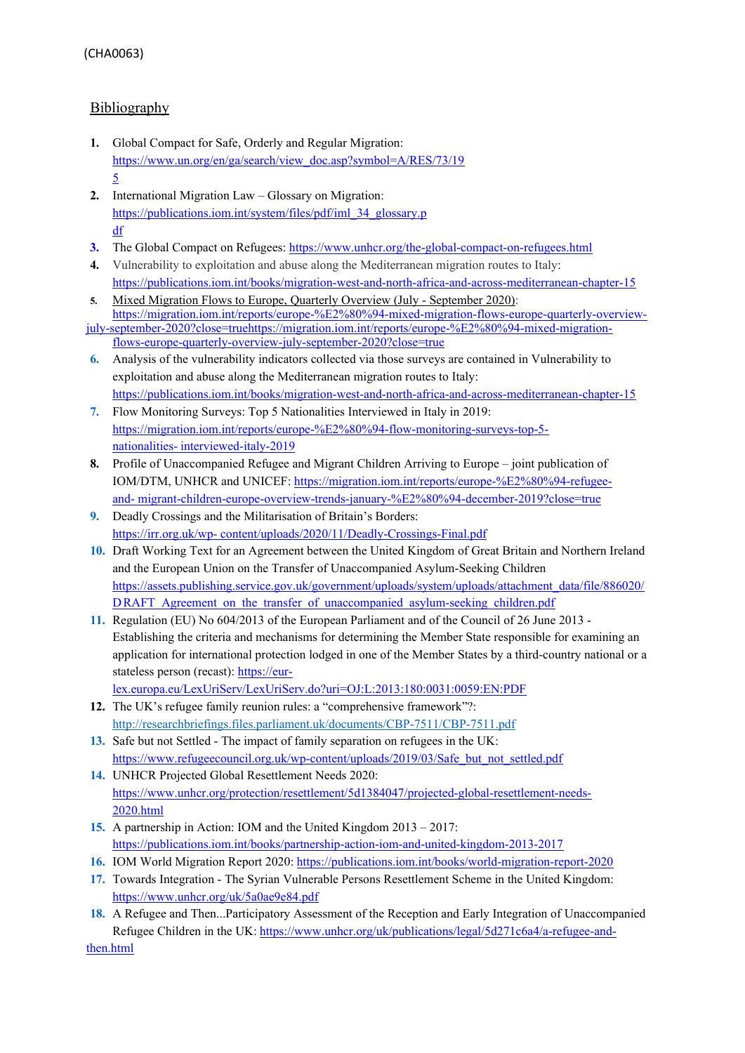(CHA0063)

## Bibliography

1. Global Compact for Safe, Orderly and Regular Migration: https://www.un.org/en/ga/search/view_doc.asp?symbol=A/RES/73/195
2. International Migration Law – Glossary on Migration: https://publications.iom.int/system/files/pdf/iml_34_glossary.pdf
3. The Global Compact on Refugees: https://www.unhcr.org/the-global-compact-on-refugees.html
4. Vulnerability to exploitation and abuse along the Mediterranean migration routes to Italy: https://publications.iom.int/books/migration-west-and-north-africa-and-across-mediterranean-chapter-15
5. Mixed Migration Flows to Europe, Quarterly Overview (July - September 2020): https://migration.iom.int/reports/europe-%E2%80%94-mixed-migration-flows-europe-quarterly-overview-july-september-2020?close=truehttps://migration.iom.int/reports/europe-%E2%80%94-mixed-migration-flows-europe-quarterly-overview-july-september-2020?close=true
6. Analysis of the vulnerability indicators collected via those surveys are contained in Vulnerability to exploitation and abuse along the Mediterranean migration routes to Italy: https://publications.iom.int/books/migration-west-and-north-africa-and-across-mediterranean-chapter-15
7. Flow Monitoring Surveys: Top 5 Nationalities Interviewed in Italy in 2019: https://migration.iom.int/reports/europe-%E2%80%94-flow-monitoring-surveys-top-5-nationalities- interviewed-italy-2019
8. Profile of Unaccompanied Refugee and Migrant Children Arriving to Europe – joint publication of IOM/DTM, UNHCR and UNICEF: https://migration.iom.int/reports/europe-%E2%80%94-refugee-and- migrant-children-europe-overview-trends-january-%E2%80%94-december-2019?close=true
9. Deadly Crossings and the Militarisation of Britain's Borders: https://irr.org.uk/wp- content/uploads/2020/11/Deadly-Crossings-Final.pdf
10. Draft Working Text for an Agreement between the United Kingdom of Great Britain and Northern Ireland and the European Union on the Transfer of Unaccompanied Asylum-Seeking Children https://assets.publishing.service.gov.uk/government/uploads/system/uploads/attachment_data/file/886020/DRAFT_Agreement_on_the_transfer_of_unaccompanied_asylum-seeking_children.pdf
11. Regulation (EU) No 604/2013 of the European Parliament and of the Council of 26 June 2013 - Establishing the criteria and mechanisms for determining the Member State responsible for examining an application for international protection lodged in one of the Member States by a third-country national or a stateless person (recast): https://eur-lex.europa.eu/LexUriServ/LexUriServ.do?uri=OJ:L:2013:180:0031:0059:EN:PDF
12. The UK's refugee family reunion rules: a "comprehensive framework"?: http://researchbriefings.files.parliament.uk/documents/CBP-7511/CBP-7511.pdf
13. Safe but not Settled - The impact of family separation on refugees in the UK: https://www.refugeecouncil.org.uk/wp-content/uploads/2019/03/Safe_but_not_settled.pdf
14. UNHCR Projected Global Resettlement Needs 2020: https://www.unhcr.org/protection/resettlement/5d1384047/projected-global-resettlement-needs-2020.html
15. A partnership in Action: IOM and the United Kingdom 2013 – 2017: https://publications.iom.int/books/partnership-action-iom-and-united-kingdom-2013-2017
16. IOM World Migration Report 2020: https://publications.iom.int/books/world-migration-report-2020
17. Towards Integration - The Syrian Vulnerable Persons Resettlement Scheme in the United Kingdom: https://www.unhcr.org/uk/5a0ae9e84.pdf
18. A Refugee and Then...Participatory Assessment of the Reception and Early Integration of Unaccompanied Refugee Children in the UK: https://www.unhcr.org/uk/publications/legal/5d271c6a4/a-refugee-and-then.html